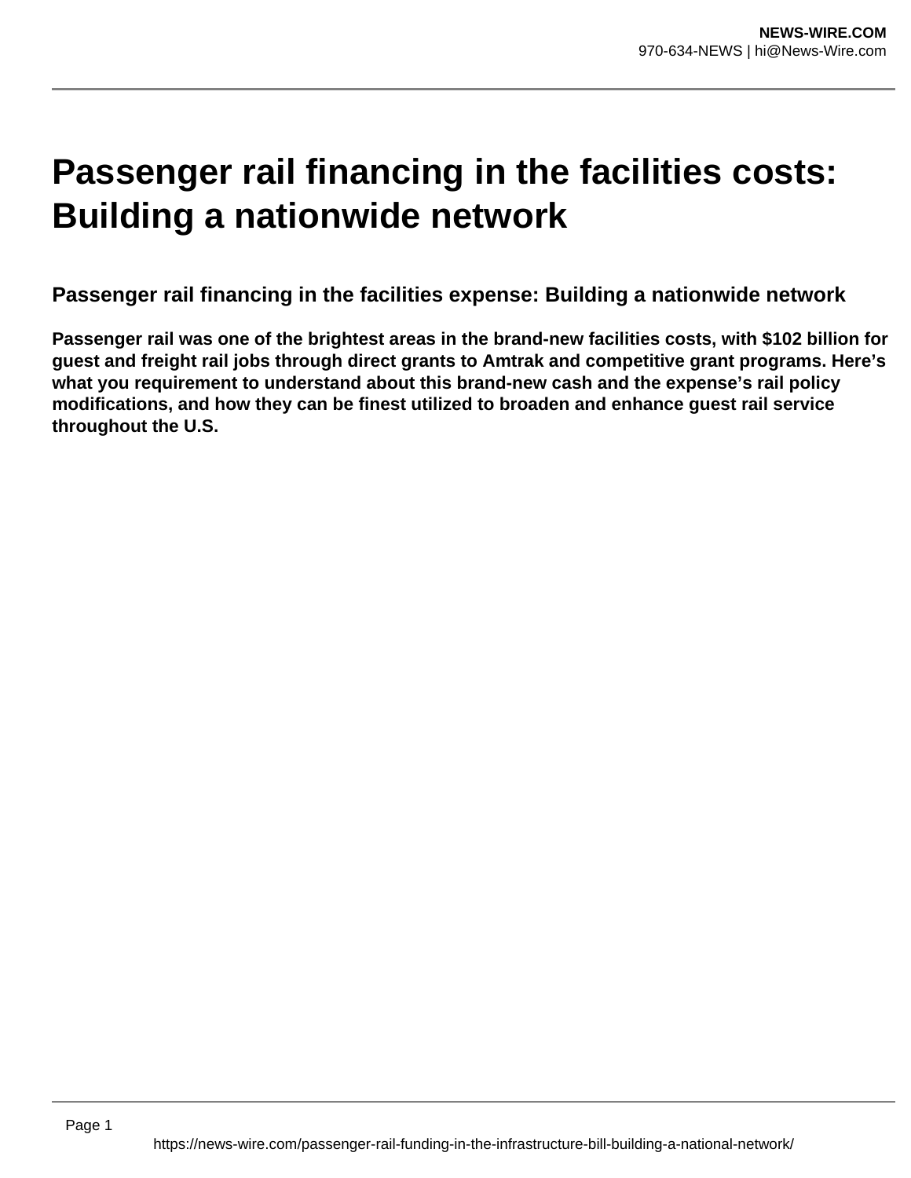# Passenger rail financing in the facilities costs: Building a nationwide network

### Passenger rail financing in the facilities expense: Building a nationwide network

**Passenger rail was one of the brightest areas in the brand-new facilities costs, with $102 billion for guest and freight rail jobs through direct grants to Amtrak and competitive grant programs. Here's what you requirement to understand about this brand-new cash and the expense's rail policy modifications, and how they can be finest utilized to broaden and enhance guest rail service throughout the U.S.**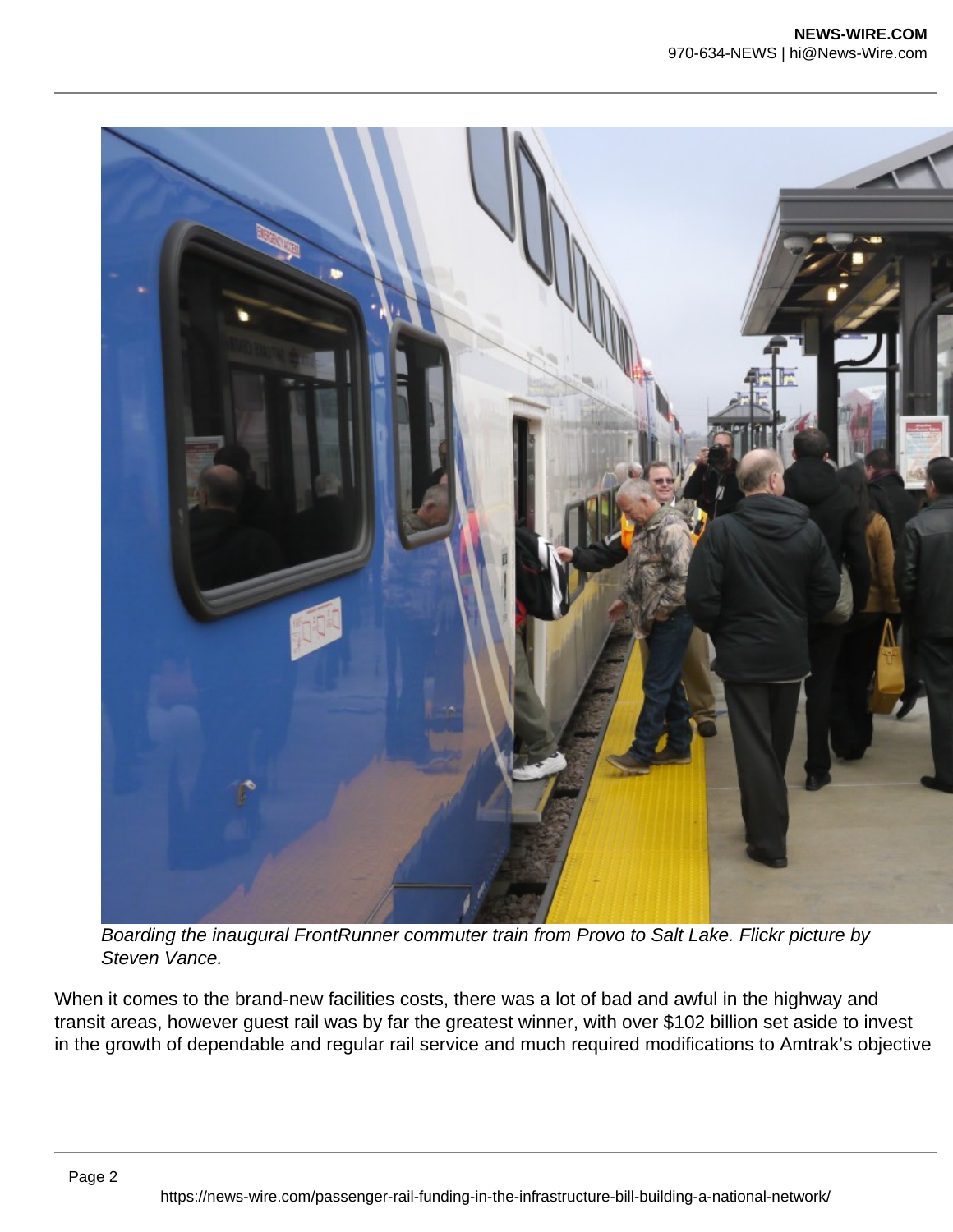*Boarding the inaugural FrontRunner commuter train from Provo to Salt Lake. Flickr picture by Steven Vance.*

When it comes to the brand-new facilities costs, there was a lot of bad and awful in the highway and transit areas, however guest rail was by far the greatest winner, with over $102 billion set aside to invest in the growth of dependable and regular rail service and much required modifications to Amtrak's objective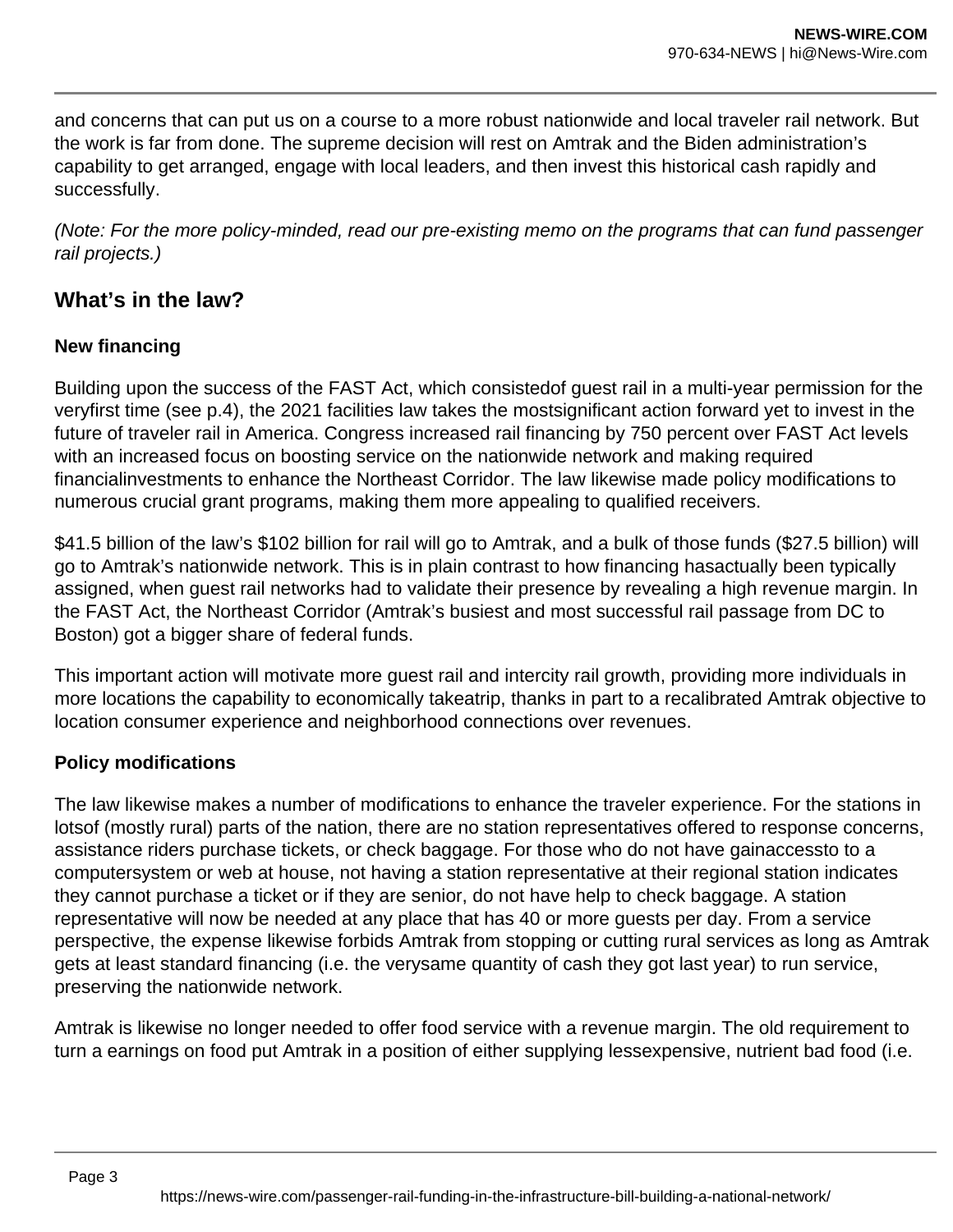and concerns that can put us on a course to a more robust nationwide and local traveler rail network. But the work is far from done. The supreme decision will rest on Amtrak and the Biden administration's capability to get arranged, engage with local leaders, and then invest this historical cash rapidly and successfully.

*(Note: For the more policy-minded, read our pre-existing memo on the programs that can fund passenger rail projects.)*

## What's in the law?

### New financing

Building upon the success of the FAST Act, which consistedof guest rail in a multi-year permission for the veryfirst time (see p.4), the 2021 facilities law takes the mostsignificant action forward yet to invest in the future of traveler rail in America. Congress increased rail financing by 750 percent over FAST Act levels with an increased focus on boosting service on the nationwide network and making required financialinvestments to enhance the Northeast Corridor. The law likewise made policy modifications to numerous crucial grant programs, making them more appealing to qualified receivers.

$41.5 billion of the law's $102 billion for rail will go to Amtrak, and a bulk of those funds ($27.5 billion) will go to Amtrak's nationwide network. This is in plain contrast to how financing hasactually been typically assigned, when guest rail networks had to validate their presence by revealing a high revenue margin. In the FAST Act, the Northeast Corridor (Amtrak's busiest and most successful rail passage from DC to Boston) got a bigger share of federal funds.

This important action will motivate more guest rail and intercity rail growth, providing more individuals in more locations the capability to economically takeatrip, thanks in part to a recalibrated Amtrak objective to location consumer experience and neighborhood connections over revenues.

### Policy modifications

The law likewise makes a number of modifications to enhance the traveler experience. For the stations in lotsof (mostly rural) parts of the nation, there are no station representatives offered to response concerns, assistance riders purchase tickets, or check baggage. For those who do not have gainaccessto to a computersystem or web at house, not having a station representative at their regional station indicates they cannot purchase a ticket or if they are senior, do not have help to check baggage. A station representative will now be needed at any place that has 40 or more guests per day. From a service perspective, the expense likewise forbids Amtrak from stopping or cutting rural services as long as Amtrak gets at least standard financing (i.e. the verysame quantity of cash they got last year) to run service, preserving the nationwide network.

Amtrak is likewise no longer needed to offer food service with a revenue margin. The old requirement to turn a earnings on food put Amtrak in a position of either supplying lessexpensive, nutrient bad food (i.e.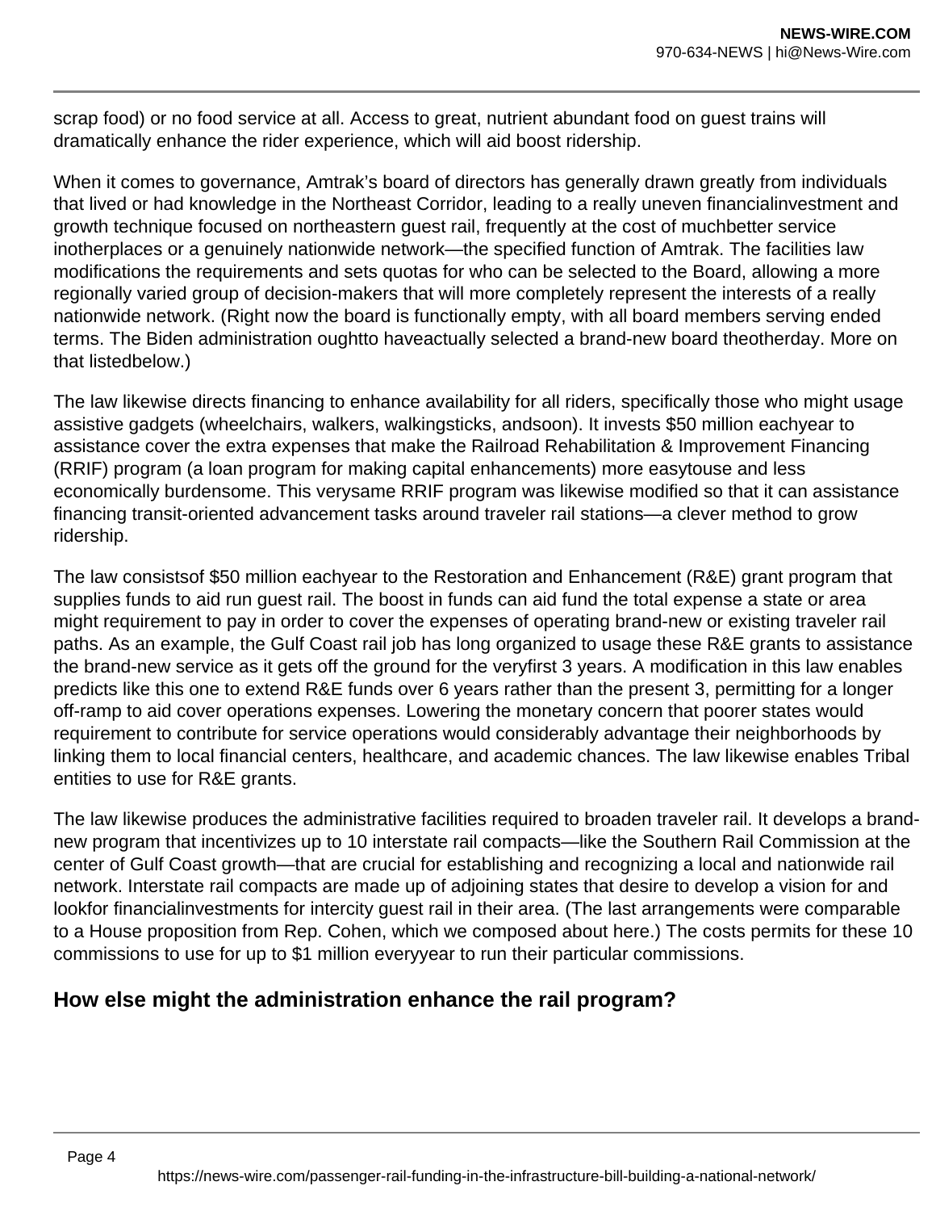scrap food) or no food service at all. Access to great, nutrient abundant food on guest trains will dramatically enhance the rider experience, which will aid boost ridership.

When it comes to governance, Amtrak's board of directors has generally drawn greatly from individuals that lived or had knowledge in the Northeast Corridor, leading to a really uneven financialinvestment and growth technique focused on northeastern guest rail, frequently at the cost of muchbetter service inotherplaces or a genuinely nationwide network—the specified function of Amtrak. The facilities law modifications the requirements and sets quotas for who can be selected to the Board, allowing a more regionally varied group of decision-makers that will more completely represent the interests of a really nationwide network. (Right now the board is functionally empty, with all board members serving ended terms. The Biden administration oughtto haveactually selected a brand-new board theotherday. More on that listedbelow.)

The law likewise directs financing to enhance availability for all riders, specifically those who might usage assistive gadgets (wheelchairs, walkers, walkingsticks, andsoon). It invests $50 million eachyear to assistance cover the extra expenses that make the Railroad Rehabilitation & Improvement Financing (RRIF) program (a loan program for making capital enhancements) more easytouse and less economically burdensome. This verysame RRIF program was likewise modified so that it can assistance financing transit-oriented advancement tasks around traveler rail stations—a clever method to grow ridership.

The law consistsof $50 million eachyear to the Restoration and Enhancement (R&E) grant program that supplies funds to aid run guest rail. The boost in funds can aid fund the total expense a state or area might requirement to pay in order to cover the expenses of operating brand-new or existing traveler rail paths. As an example, the Gulf Coast rail job has long organized to usage these R&E grants to assistance the brand-new service as it gets off the ground for the veryfirst 3 years. A modification in this law enables predicts like this one to extend R&E funds over 6 years rather than the present 3, permitting for a longer off-ramp to aid cover operations expenses. Lowering the monetary concern that poorer states would requirement to contribute for service operations would considerably advantage their neighborhoods by linking them to local financial centers, healthcare, and academic chances. The law likewise enables Tribal entities to use for R&E grants.

The law likewise produces the administrative facilities required to broaden traveler rail. It develops a brand-new program that incentivizes up to 10 interstate rail compacts—like the Southern Rail Commission at the center of Gulf Coast growth—that are crucial for establishing and recognizing a local and nationwide rail network. Interstate rail compacts are made up of adjoining states that desire to develop a vision for and lookfor financialinvestments for intercity guest rail in their area. (The last arrangements were comparable to a House proposition from Rep. Cohen, which we composed about here.) The costs permits for these 10 commissions to use for up to $1 million everyyear to run their particular commissions.

## How else might the administration enhance the rail program?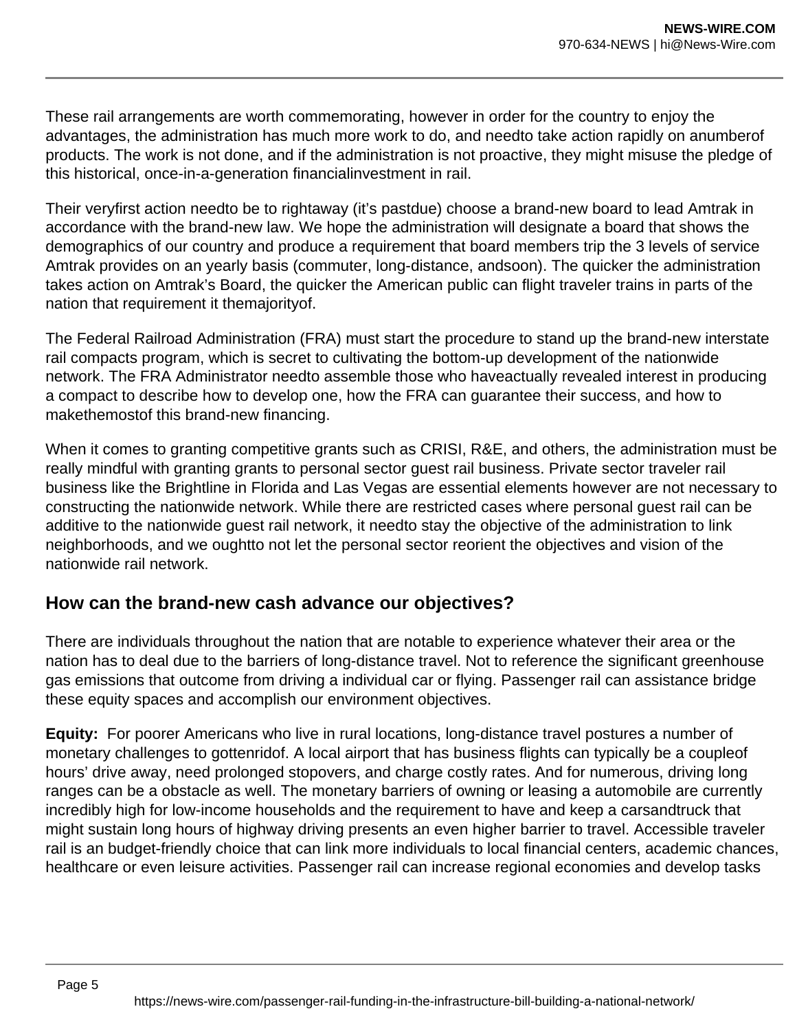These rail arrangements are worth commemorating, however in order for the country to enjoy the advantages, the administration has much more work to do, and needto take action rapidly on anumberof products. The work is not done, and if the administration is not proactive, they might misuse the pledge of this historical, once-in-a-generation financialinvestment in rail.

Their veryfirst action needto be to rightaway (it's pastdue) choose a brand-new board to lead Amtrak in accordance with the brand-new law. We hope the administration will designate a board that shows the demographics of our country and produce a requirement that board members trip the 3 levels of service Amtrak provides on an yearly basis (commuter, long-distance, andsoon). The quicker the administration takes action on Amtrak's Board, the quicker the American public can flight traveler trains in parts of the nation that requirement it themajorityof.

The Federal Railroad Administration (FRA) must start the procedure to stand up the brand-new interstate rail compacts program, which is secret to cultivating the bottom-up development of the nationwide network. The FRA Administrator needto assemble those who haveactually revealed interest in producing a compact to describe how to develop one, how the FRA can guarantee their success, and how to makethemostof this brand-new financing.

When it comes to granting competitive grants such as CRISI, R&E, and others, the administration must be really mindful with granting grants to personal sector guest rail business. Private sector traveler rail business like the Brightline in Florida and Las Vegas are essential elements however are not necessary to constructing the nationwide network. While there are restricted cases where personal guest rail can be additive to the nationwide guest rail network, it needto stay the objective of the administration to link neighborhoods, and we oughtto not let the personal sector reorient the objectives and vision of the nationwide rail network.

## How can the brand-new cash advance our objectives?

There are individuals throughout the nation that are notable to experience whatever their area or the nation has to deal due to the barriers of long-distance travel. Not to reference the significant greenhouse gas emissions that outcome from driving a individual car or flying. Passenger rail can assistance bridge these equity spaces and accomplish our environment objectives.

**Equity:** For poorer Americans who live in rural locations, long-distance travel postures a number of monetary challenges to gottenridof. A local airport that has business flights can typically be a coupleof hours' drive away, need prolonged stopovers, and charge costly rates. And for numerous, driving long ranges can be a obstacle as well. The monetary barriers of owning or leasing a automobile are currently incredibly high for low-income households and the requirement to have and keep a carsandtruck that might sustain long hours of highway driving presents an even higher barrier to travel. Accessible traveler rail is an budget-friendly choice that can link more individuals to local financial centers, academic chances, healthcare or even leisure activities. Passenger rail can increase regional economies and develop tasks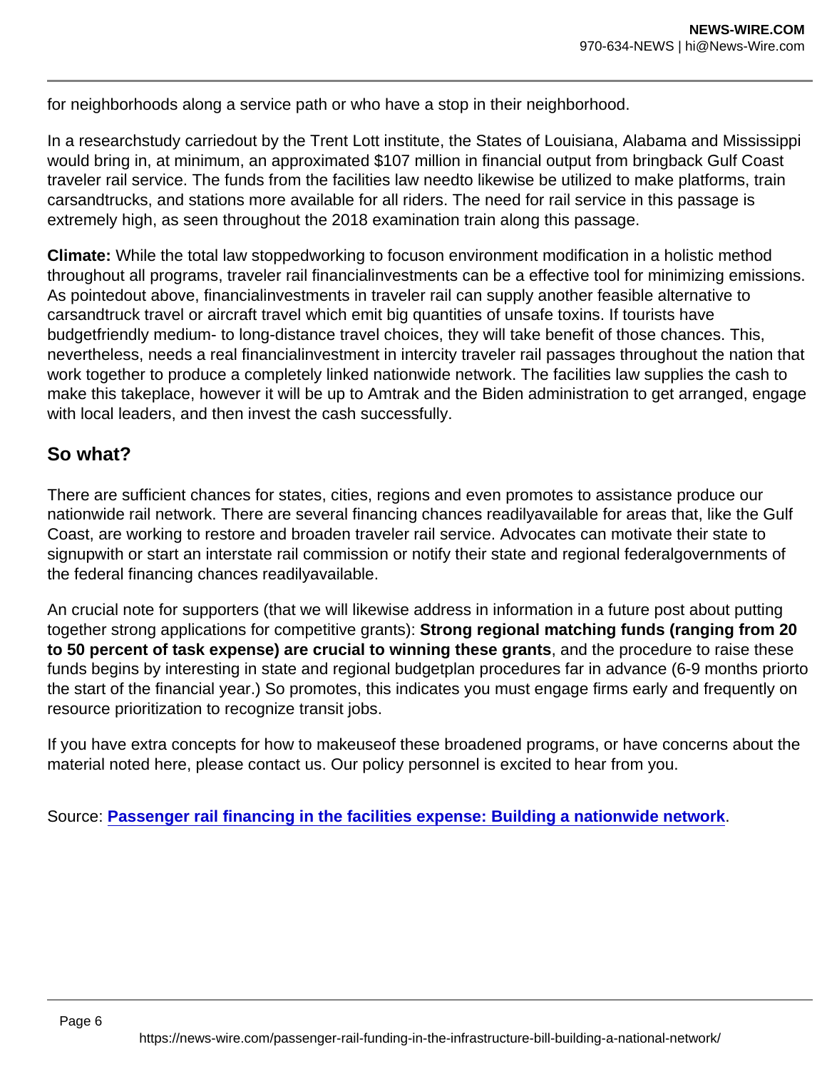for neighborhoods along a service path or who have a stop in their neighborhood.

In a researchstudy carriedout by the Trent Lott institute, the States of Louisiana, Alabama and Mississippi would bring in, at minimum, an approximated $107 million in financial output from bringback Gulf Coast traveler rail service. The funds from the facilities law needto likewise be utilized to make platforms, train carsandtrucks, and stations more available for all riders. The need for rail service in this passage is extremely high, as seen throughout the 2018 examination train along this passage.

**Climate:** While the total law stoppedworking to focuson environment modification in a holistic method throughout all programs, traveler rail financialinvestments can be a effective tool for minimizing emissions. As pointedout above, financialinvestments in traveler rail can supply another feasible alternative to carsandtruck travel or aircraft travel which emit big quantities of unsafe toxins. If tourists have budgetfriendly medium- to long-distance travel choices, they will take benefit of those chances. This, nevertheless, needs a real financialinvestment in intercity traveler rail passages throughout the nation that work together to produce a completely linked nationwide network. The facilities law supplies the cash to make this takeplace, however it will be up to Amtrak and the Biden administration to get arranged, engage with local leaders, and then invest the cash successfully.

## So what?

There are sufficient chances for states, cities, regions and even promotes to assistance produce our nationwide rail network. There are several financing chances readilyavailable for areas that, like the Gulf Coast, are working to restore and broaden traveler rail service. Advocates can motivate their state to signupwith or start an interstate rail commission or notify their state and regional federalgovernments of the federal financing chances readilyavailable.

An crucial note for supporters (that we will likewise address in information in a future post about putting together strong applications for competitive grants): **Strong regional matching funds (ranging from 20 to 50 percent of task expense) are crucial to winning these grants**, and the procedure to raise these funds begins by interesting in state and regional budgetplan procedures far in advance (6-9 months priorto the start of the financial year.) So promotes, this indicates you must engage firms early and frequently on resource prioritization to recognize transit jobs.

If you have extra concepts for how to makeuseof these broadened programs, or have concerns about the material noted here, please contact us. Our policy personnel is excited to hear from you.

Source: [**Passenger rail financing in the facilities expense: Building a nationwide network**](https://news-wire.com/passenger-rail-funding-in-the-infrastructure-bill-building-a-national-network/).